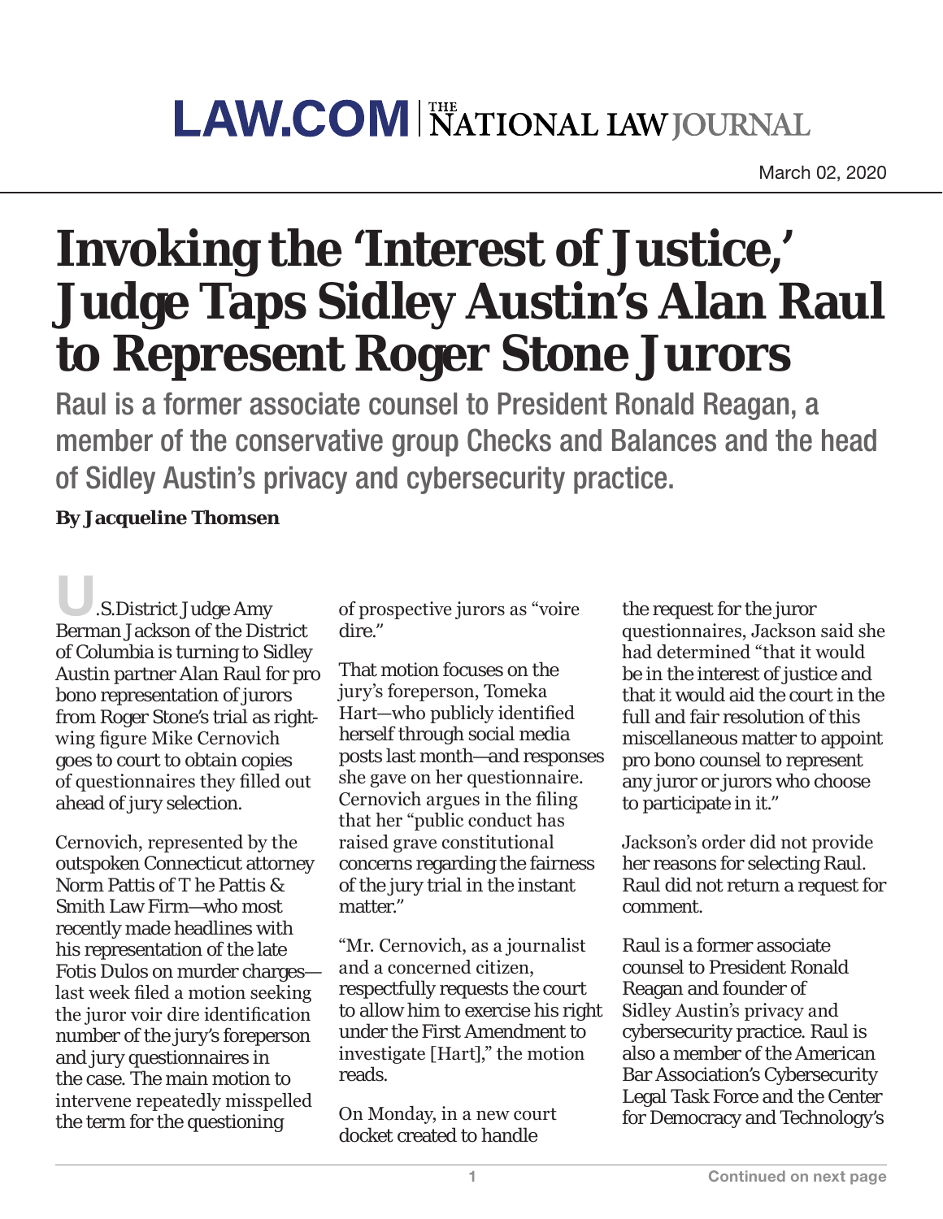LAW.COM | THE NATIONAL LAW JOURNAL

March 02, 2020

# Invoking the 'Interest of Justice,' Judge Taps Sidley Austin's Alan Raul to Represent Roger Stone Jurors

## Raul is a former associate counsel to President Ronald Reagan, a member of the conservative group Checks and Balances and the head of Sidley Austin's privacy and cybersecurity practice.

**By Jacqueline Thomsen**

U.S.District Judge Amy Berman Jackson of the District of Columbia is turning to Sidley Austin partner Alan Raul for pro bono representation of jurors from Roger Stone's trial as right-wing figure Mike Cernovich goes to court to obtain copies of questionnaires they filled out ahead of jury selection.

Cernovich, represented by the outspoken Connecticut attorney Norm Pattis of T he Pattis & Smith Law Firm—who most recently made headlines with his representation of the late Fotis Dulos on murder charges—last week filed a motion seeking the juror voir dire identification number of the jury's foreperson and jury questionnaires in the case. The main motion to intervene repeatedly misspelled the term for the questioning of prospective jurors as "voire dire."

That motion focuses on the jury's foreperson, Tomeka Hart—who publicly identified herself through social media posts last month—and responses she gave on her questionnaire. Cernovich argues in the filing that her "public conduct has raised grave constitutional concerns regarding the fairness of the jury trial in the instant matter."

"Mr. Cernovich, as a journalist and a concerned citizen, respectfully requests the court to allow him to exercise his right under the First Amendment to investigate [Hart]," the motion reads.

On Monday, in a new court docket created to handle the request for the juror questionnaires, Jackson said she had determined "that it would be in the interest of justice and that it would aid the court in the full and fair resolution of this miscellaneous matter to appoint pro bono counsel to represent any juror or jurors who choose to participate in it."

Jackson's order did not provide her reasons for selecting Raul. Raul did not return a request for comment.

Raul is a former associate counsel to President Ronald Reagan and founder of Sidley Austin's privacy and cybersecurity practice. Raul is also a member of the American Bar Association's Cybersecurity Legal Task Force and the Center for Democracy and Technology's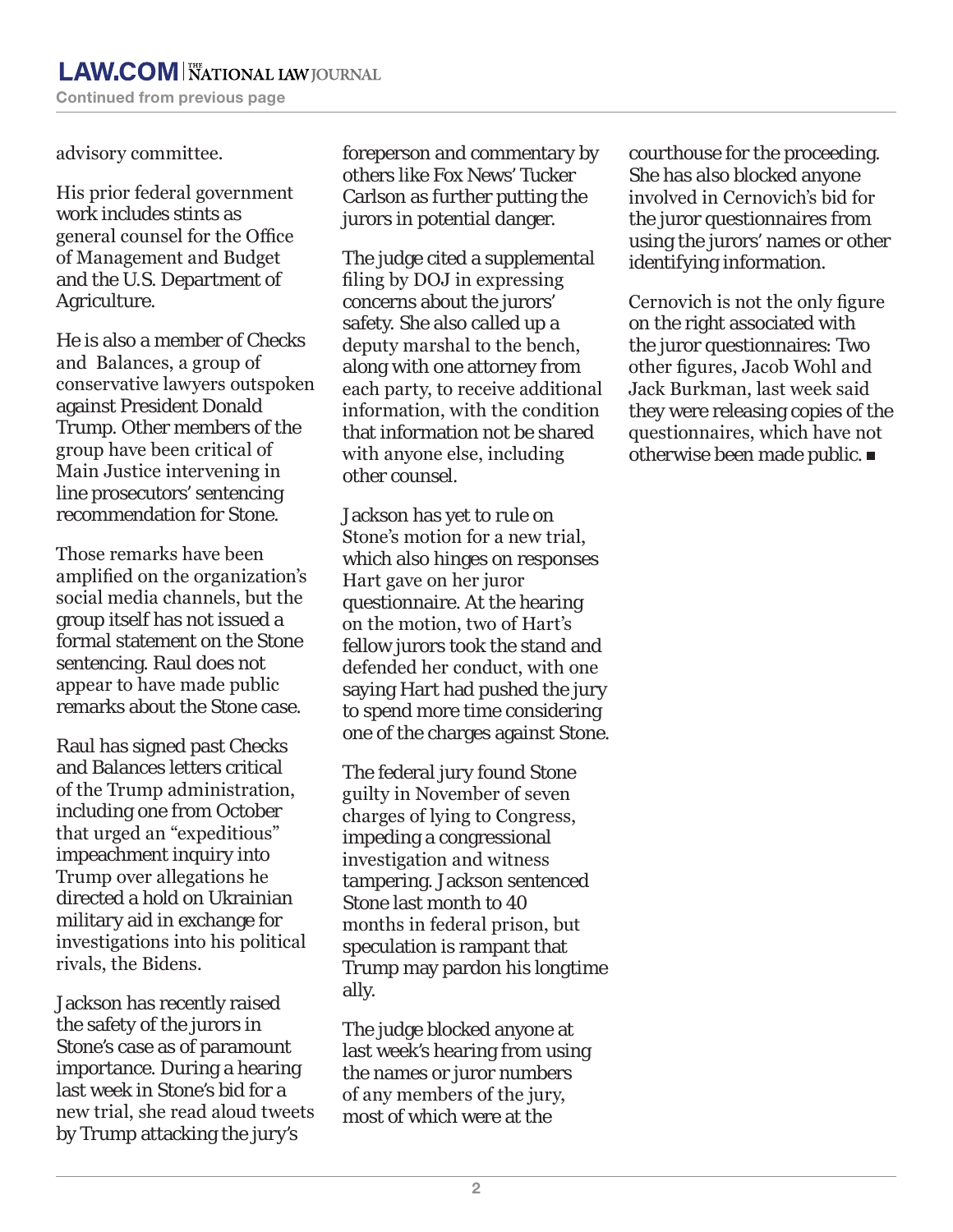advisory committee.

His prior federal government work includes stints as general counsel for the Office of Management and Budget and the U.S. Department of Agriculture.

He is also a member of Checks and Balances, a group of conservative lawyers outspoken against President Donald Trump. Other members of the group have been critical of Main Justice intervening in line prosecutors' sentencing recommendation for Stone.

Those remarks have been amplified on the organization's social media channels, but the group itself has not issued a formal statement on the Stone sentencing. Raul does not appear to have made public remarks about the Stone case.

Raul has signed past Checks and Balances letters critical of the Trump administration, including one from October that urged an "expeditious" impeachment inquiry into Trump over allegations he directed a hold on Ukrainian military aid in exchange for investigations into his political rivals, the Bidens.

Jackson has recently raised the safety of the jurors in Stone's case as of paramount importance. During a hearing last week in Stone's bid for a new trial, she read aloud tweets by Trump attacking the jury's foreperson and commentary by others like Fox News' Tucker Carlson as further putting the jurors in potential danger.

The judge cited a supplemental filing by DOJ in expressing concerns about the jurors' safety. She also called up a deputy marshal to the bench, along with one attorney from each party, to receive additional information, with the condition that information not be shared with anyone else, including other counsel.

Jackson has yet to rule on Stone's motion for a new trial, which also hinges on responses Hart gave on her juror questionnaire. At the hearing on the motion, two of Hart's fellow jurors took the stand and defended her conduct, with one saying Hart had pushed the jury to spend more time considering one of the charges against Stone.

The federal jury found Stone guilty in November of seven charges of lying to Congress, impeding a congressional investigation and witness tampering. Jackson sentenced Stone last month to 40 months in federal prison, but speculation is rampant that Trump may pardon his longtime ally.

The judge blocked anyone at last week's hearing from using the names or juror numbers of any members of the jury, most of which were at the courthouse for the proceeding. She has also blocked anyone involved in Cernovich's bid for the juror questionnaires from using the jurors' names or other identifying information.

Cernovich is not the only figure on the right associated with the juror questionnaires: Two other figures, Jacob Wohl and Jack Burkman, last week said they were releasing copies of the questionnaires, which have not otherwise been made public. ■